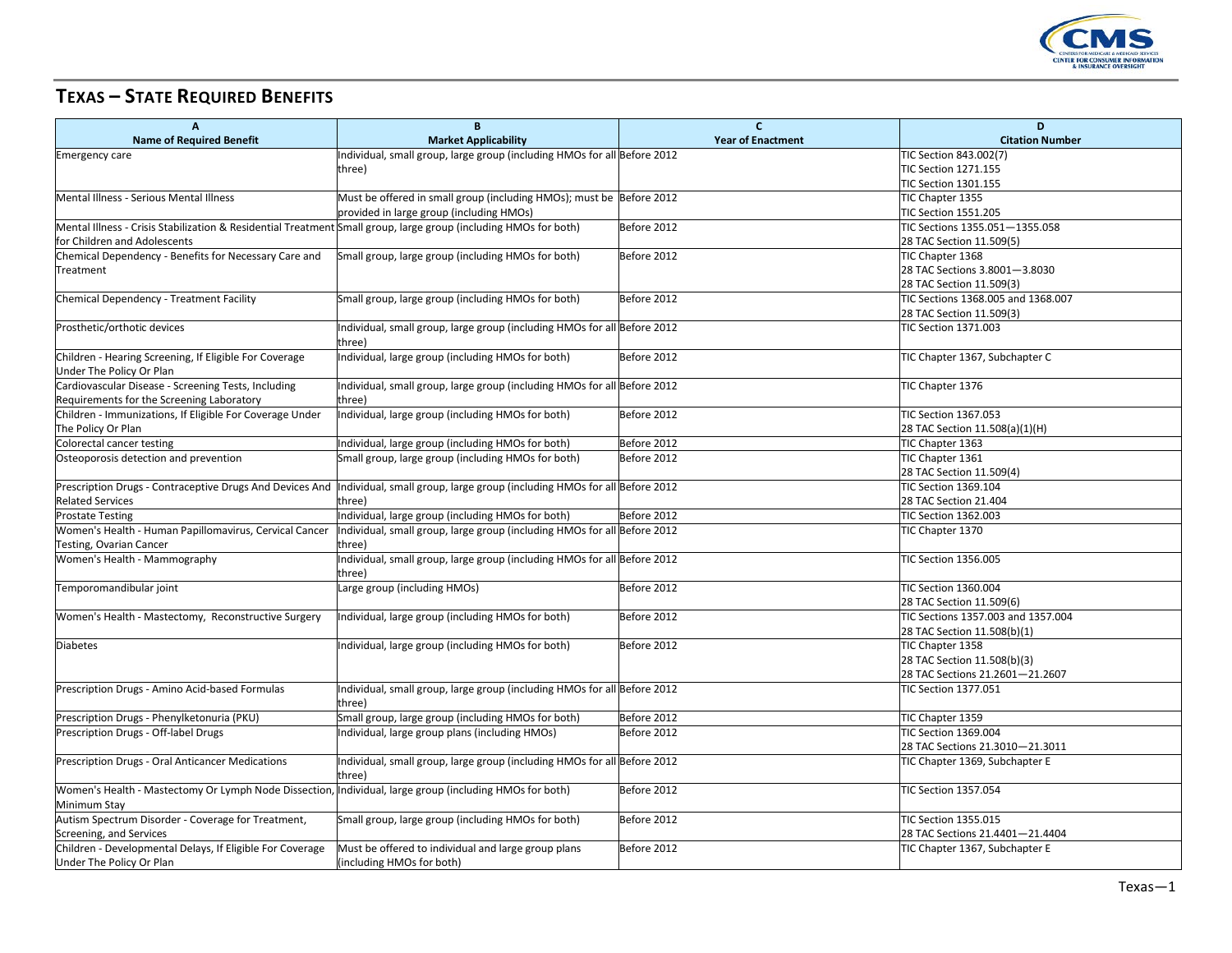# Texas – State Required Benefits

| A<br>Name of Required Benefit | B<br>Market Applicability | C<br>Year of Enactment | D<br>Citation Number |
|---|---|---|---|
| Emergency care | Individual, small group, large group (including HMOs for all three) | Before 2012 | TIC Section 843.002(7)<br>TIC Section 1271.155<br>TIC Section 1301.155 |
| Mental Illness - Serious Mental Illness | Must be offered in small group (including HMOs); must be provided in large group (including HMOs) | Before 2012 | TIC Chapter 1355<br>TIC Section 1551.205 |
| Mental Illness - Crisis Stabilization & Residential Treatment for Children and Adolescents | Small group, large group (including HMOs for both) | Before 2012 | TIC Sections 1355.051—1355.058<br>28 TAC Section 11.509(5) |
| Chemical Dependency - Benefits for Necessary Care and Treatment | Small group, large group (including HMOs for both) | Before 2012 | TIC Chapter 1368<br>28 TAC Sections 3.8001—3.8030<br>28 TAC Section 11.509(3) |
| Chemical Dependency - Treatment Facility | Small group, large group (including HMOs for both) | Before 2012 | TIC Sections 1368.005 and 1368.007<br>28 TAC Section 11.509(3) |
| Prosthetic/orthotic devices | Individual, small group, large group (including HMOs for all three) | Before 2012 | TIC Section 1371.003 |
| Children - Hearing Screening, If Eligible For Coverage Under The Policy Or Plan | Individual, large group (including HMOs for both) | Before 2012 | TIC Chapter 1367, Subchapter C |
| Cardiovascular Disease - Screening Tests, Including Requirements for the Screening Laboratory | Individual, small group, large group (including HMOs for all three) | Before 2012 | TIC Chapter 1376 |
| Children - Immunizations, If Eligible For Coverage Under The Policy Or Plan | Individual, large group (including HMOs for both) | Before 2012 | TIC Section 1367.053<br>28 TAC Section 11.508(a)(1)(H) |
| Colorectal cancer testing | Individual, large group (including HMOs for both) | Before 2012 | TIC Chapter 1363 |
| Osteoporosis detection and prevention | Small group, large group (including HMOs for both) | Before 2012 | TIC Chapter 1361<br>28 TAC Section 11.509(4) |
| Prescription Drugs - Contraceptive Drugs And Devices And Related Services | Individual, small group, large group (including HMOs for all three) | Before 2012 | TIC Section 1369.104<br>28 TAC Section 21.404 |
| Prostate Testing | Individual, large group (including HMOs for both) | Before 2012 | TIC Section 1362.003 |
| Women's Health - Human Papillomavirus, Cervical Cancer Testing, Ovarian Cancer | Individual, small group, large group (including HMOs for all three) | Before 2012 | TIC Chapter 1370 |
| Women's Health - Mammography | Individual, small group, large group (including HMOs for all three) | Before 2012 | TIC Section 1356.005 |
| Temporomandibular joint | Large group (including HMOs) | Before 2012 | TIC Section 1360.004<br>28 TAC Section 11.509(6) |
| Women's Health - Mastectomy, Reconstructive Surgery | Individual, large group (including HMOs for both) | Before 2012 | TIC Sections 1357.003 and 1357.004<br>28 TAC Section 11.508(b)(1) |
| Diabetes | Individual, large group (including HMOs for both) | Before 2012 | TIC Chapter 1358<br>28 TAC Section 11.508(b)(3)<br>28 TAC Sections 21.2601—21.2607 |
| Prescription Drugs - Amino Acid-based Formulas | Individual, small group, large group (including HMOs for all three) | Before 2012 | TIC Section 1377.051 |
| Prescription Drugs - Phenylketonuria (PKU) | Small group, large group (including HMOs for both) | Before 2012 | TIC Chapter 1359 |
| Prescription Drugs - Off-label Drugs | Individual, large group plans (including HMOs) | Before 2012 | TIC Section 1369.004<br>28 TAC Sections 21.3010—21.3011 |
| Prescription Drugs - Oral Anticancer Medications | Individual, small group, large group (including HMOs for all three) | Before 2012 | TIC Chapter 1369, Subchapter E |
| Women's Health - Mastectomy Or Lymph Node Dissection, Minimum Stay | Individual, large group (including HMOs for both) | Before 2012 | TIC Section 1357.054 |
| Autism Spectrum Disorder - Coverage for Treatment, Screening, and Services | Small group, large group (including HMOs for both) | Before 2012 | TIC Section 1355.015<br>28 TAC Sections 21.4401—21.4404 |
| Children - Developmental Delays, If Eligible For Coverage Under The Policy Or Plan | Must be offered to individual and large group plans (including HMOs for both) | Before 2012 | TIC Chapter 1367, Subchapter E |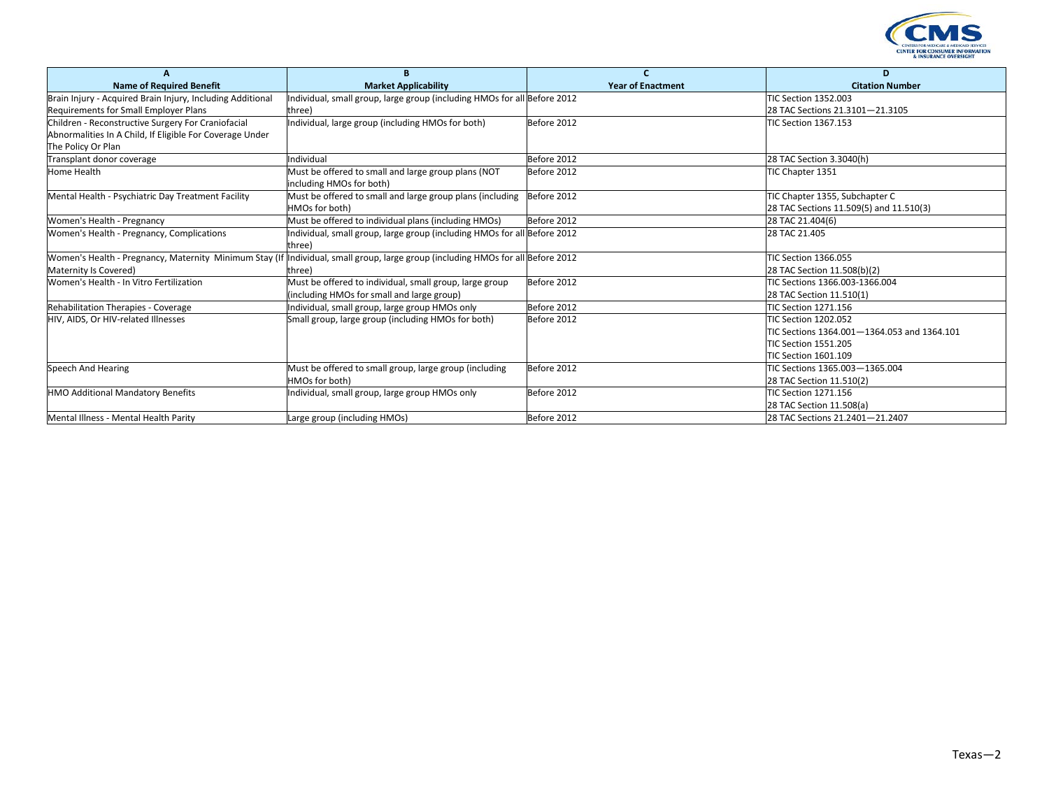| A | B | C | D |
|---|---|---|---|
| **Name of Required Benefit** | **Market Applicability** | **Year of Enactment** | **Citation Number** |
| Brain Injury - Acquired Brain Injury, Including Additional Requirements for Small Employer Plans | Individual, small group, large group (including HMOs for all three) | Before 2012 | TIC Section 1352.003<br>28 TAC Sections 21.3101—21.3105 |
| Children - Reconstructive Surgery For Craniofacial Abnormalities In A Child, If Eligible For Coverage Under The Policy Or Plan | Individual, large group (including HMOs for both) | Before 2012 | TIC Section 1367.153 |
| Transplant donor coverage | Individual | Before 2012 | 28 TAC Section 3.3040(h) |
| Home Health | Must be offered to small and large group plans (NOT including HMOs for both) | Before 2012 | TIC Chapter 1351 |
| Mental Health - Psychiatric Day Treatment Facility | Must be offered to small and large group plans (including HMOs for both) | Before 2012 | TIC Chapter 1355, Subchapter C<br>28 TAC Sections 11.509(5) and 11.510(3) |
| Women's Health - Pregnancy | Must be offered to individual plans (including HMOs) | Before 2012 | 28 TAC 21.404(6) |
| Women's Health - Pregnancy, Complications | Individual, small group, large group (including HMOs for all three) | Before 2012 | 28 TAC 21.405 |
| Women's Health - Pregnancy, Maternity Minimum Stay (If Maternity Is Covered) | Individual, small group, large group (including HMOs for all three) | Before 2012 | TIC Section 1366.055<br>28 TAC Section 11.508(b)(2) |
| Women's Health - In Vitro Fertilization | Must be offered to individual, small group, large group (including HMOs for small and large group) | Before 2012 | TIC Sections 1366.003-1366.004<br>28 TAC Section 11.510(1) |
| Rehabilitation Therapies - Coverage | Individual, small group, large group HMOs only | Before 2012 | TIC Section 1271.156 |
| HIV, AIDS, Or HIV-related Illnesses | Small group, large group (including HMOs for both) | Before 2012 | TIC Section 1202.052<br>TIC Sections 1364.001—1364.053 and 1364.101<br>TIC Section 1551.205<br>TIC Section 1601.109 |
| Speech And Hearing | Must be offered to small group, large group (including HMOs for both) | Before 2012 | TIC Sections 1365.003—1365.004<br>28 TAC Section 11.510(2) |
| HMO Additional Mandatory Benefits | Individual, small group, large group HMOs only | Before 2012 | TIC Section 1271.156<br>28 TAC Section 11.508(a) |
| Mental Illness - Mental Health Parity | Large group (including HMOs) | Before 2012 | 28 TAC Sections 21.2401—21.2407 |